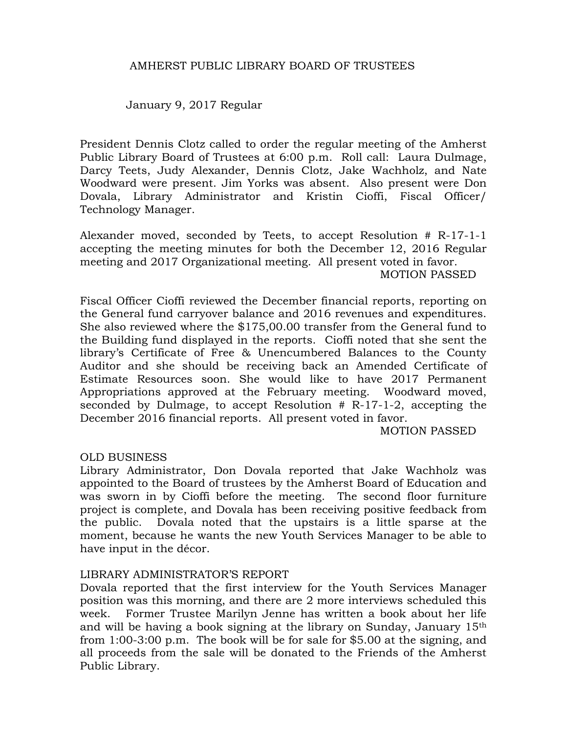# AMHERST PUBLIC LIBRARY BOARD OF TRUSTEES

January 9, 2017 Regular

President Dennis Clotz called to order the regular meeting of the Amherst Public Library Board of Trustees at 6:00 p.m. Roll call: Laura Dulmage, Darcy Teets, Judy Alexander, Dennis Clotz, Jake Wachholz, and Nate Woodward were present. Jim Yorks was absent. Also present were Don Dovala, Library Administrator and Kristin Cioffi, Fiscal Officer/ Technology Manager.

Alexander moved, seconded by Teets, to accept Resolution # R-17-1-1 accepting the meeting minutes for both the December 12, 2016 Regular meeting and 2017 Organizational meeting. All present voted in favor.

MOTION PASSED

Fiscal Officer Cioffi reviewed the December financial reports, reporting on the General fund carryover balance and 2016 revenues and expenditures. She also reviewed where the $175,00.00 transfer from the General fund to the Building fund displayed in the reports. Cioffi noted that she sent the library's Certificate of Free & Unencumbered Balances to the County Auditor and she should be receiving back an Amended Certificate of Estimate Resources soon. She would like to have 2017 Permanent Appropriations approved at the February meeting. Woodward moved, seconded by Dulmage, to accept Resolution # R-17-1-2, accepting the December 2016 financial reports. All present voted in favor.

MOTION PASSED

## OLD BUSINESS

Library Administrator, Don Dovala reported that Jake Wachholz was appointed to the Board of trustees by the Amherst Board of Education and was sworn in by Cioffi before the meeting. The second floor furniture project is complete, and Dovala has been receiving positive feedback from the public. Dovala noted that the upstairs is a little sparse at the moment, because he wants the new Youth Services Manager to be able to have input in the décor.

## LIBRARY ADMINISTRATOR'S REPORT

Dovala reported that the first interview for the Youth Services Manager position was this morning, and there are 2 more interviews scheduled this week. Former Trustee Marilyn Jenne has written a book about her life and will be having a book signing at the library on Sunday, January 15th from 1:00-3:00 p.m. The book will be for sale for $5.00 at the signing, and all proceeds from the sale will be donated to the Friends of the Amherst Public Library.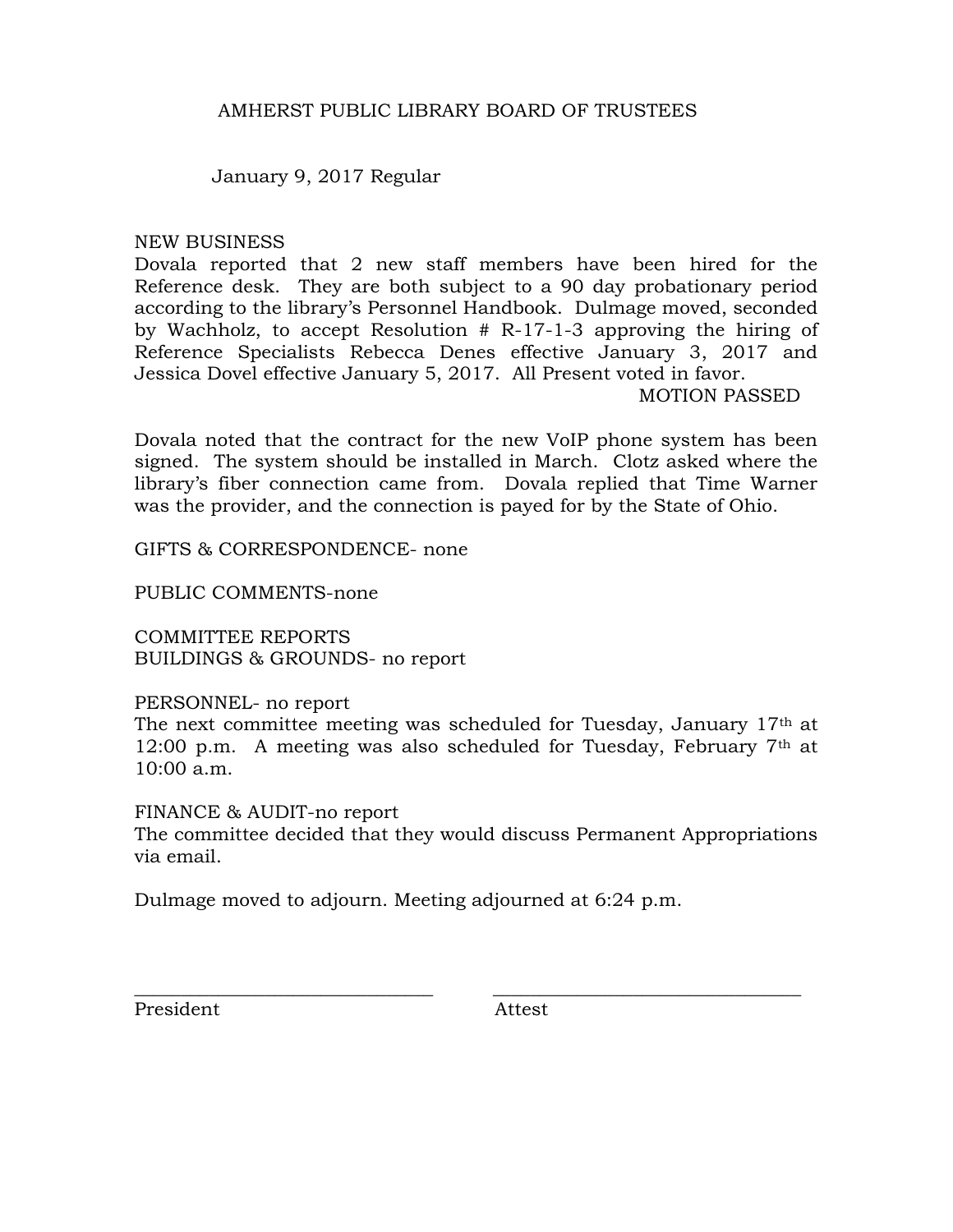AMHERST PUBLIC LIBRARY BOARD OF TRUSTEES

January 9, 2017 Regular

NEW BUSINESS
Dovala reported that 2 new staff members have been hired for the Reference desk. They are both subject to a 90 day probationary period according to the library's Personnel Handbook. Dulmage moved, seconded by Wachholz, to accept Resolution # R-17-1-3 approving the hiring of Reference Specialists Rebecca Denes effective January 3, 2017 and Jessica Dovel effective January 5, 2017. All Present voted in favor.

MOTION PASSED

Dovala noted that the contract for the new VoIP phone system has been signed. The system should be installed in March. Clotz asked where the library's fiber connection came from. Dovala replied that Time Warner was the provider, and the connection is payed for by the State of Ohio.

GIFTS & CORRESPONDENCE- none

PUBLIC COMMENTS-none

COMMITTEE REPORTS
BUILDINGS & GROUNDS- no report

PERSONNEL- no report
The next committee meeting was scheduled for Tuesday, January 17th at 12:00 p.m. A meeting was also scheduled for Tuesday, February 7th at 10:00 a.m.

FINANCE & AUDIT-no report
The committee decided that they would discuss Permanent Appropriations via email.

Dulmage moved to adjourn. Meeting adjourned at 6:24 p.m.

\_\_\_\_\_\_\_\_\_\_\_\_\_\_\_\_\_\_\_\_\_\_\_\_\_\_\_\_\_\_ \_\_\_\_\_\_\_\_\_\_\_\_\_\_\_\_\_\_\_\_\_\_\_\_\_\_\_\_\_\_
President Attest